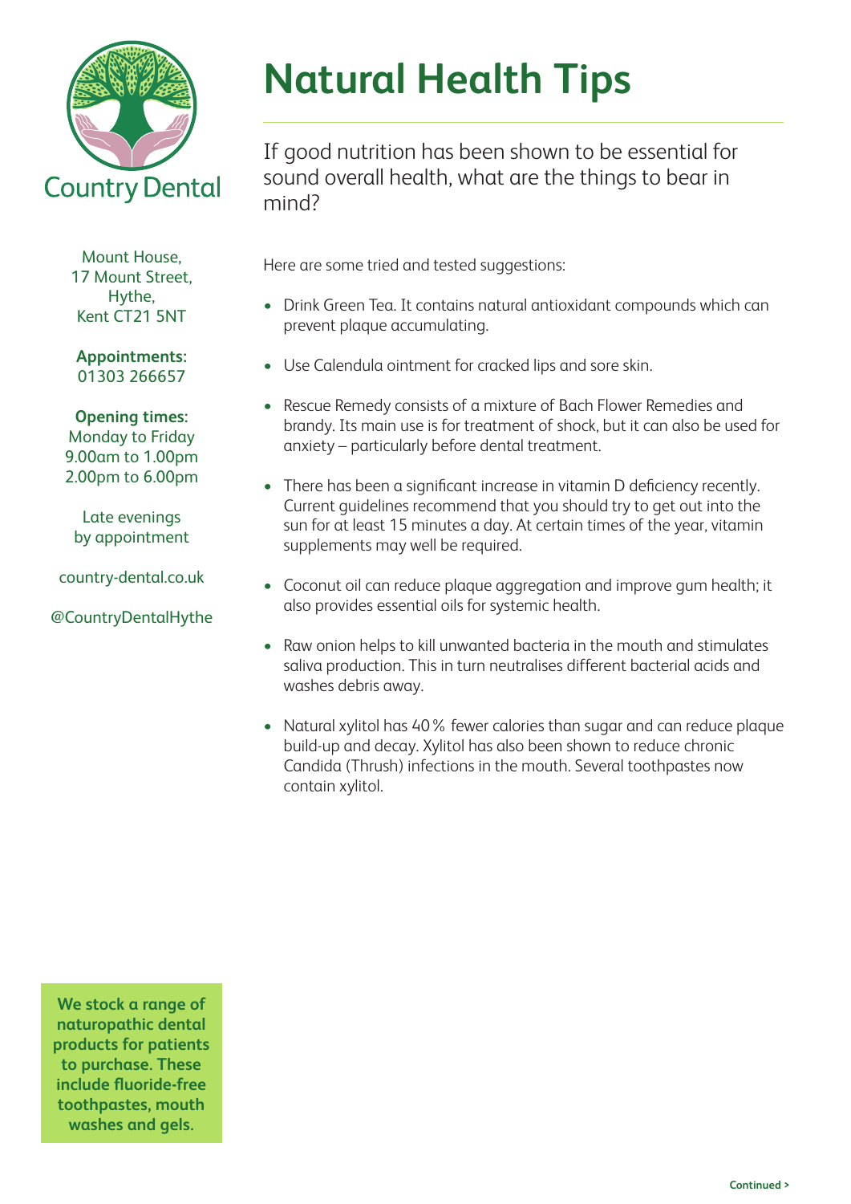# Natural Health Tips

If good nutrition has been shown to be essential for sound overall health, what are the things to bear in mind?

Here are some tried and tested suggestions:

- Drink Green Tea. It contains natural antioxidant compounds which can prevent plaque accumulating.
- Use Calendula ointment for cracked lips and sore skin.
- Rescue Remedy consists of a mixture of Bach Flower Remedies and brandy. Its main use is for treatment of shock, but it can also be used for anxiety – particularly before dental treatment.
- There has been a significant increase in vitamin D deficiency recently. Current guidelines recommend that you should try to get out into the sun for at least 15 minutes a day. At certain times of the year, vitamin supplements may well be required.
- Coconut oil can reduce plaque aggregation and improve gum health; it also provides essential oils for systemic health.
- Raw onion helps to kill unwanted bacteria in the mouth and stimulates saliva production. This in turn neutralises different bacterial acids and washes debris away.
- Natural xylitol has 40% fewer calories than sugar and can reduce plaque build-up and decay. Xylitol has also been shown to reduce chronic Candida (Thrush) infections in the mouth. Several toothpastes now contain xylitol.

Country Dental

Mount House,
17 Mount Street,
Hythe,
Kent CT21 5NT

**Appointments:**
01303 266657

**Opening times:**
Monday to Friday
9.00am to 1.00pm
2.00pm to 6.00pm

Late evenings
by appointment

country-dental.co.uk

@CountryDentalHythe

**We stock a range of naturopathic dental products for patients to purchase. These include fluoride-free toothpastes, mouth washes and gels.**

Continued >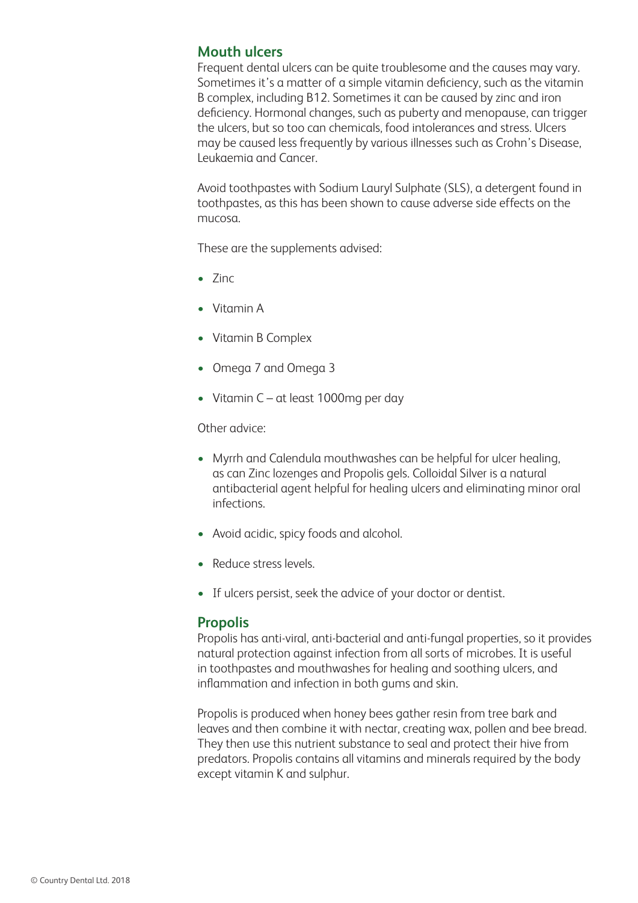## Mouth ulcers

Frequent dental ulcers can be quite troublesome and the causes may vary. Sometimes it's a matter of a simple vitamin deficiency, such as the vitamin B complex, including B12. Sometimes it can be caused by zinc and iron deficiency. Hormonal changes, such as puberty and menopause, can trigger the ulcers, but so too can chemicals, food intolerances and stress. Ulcers may be caused less frequently by various illnesses such as Crohn's Disease, Leukaemia and Cancer.

Avoid toothpastes with Sodium Lauryl Sulphate (SLS), a detergent found in toothpastes, as this has been shown to cause adverse side effects on the mucosa.

These are the supplements advised:

- Zinc
- Vitamin A
- Vitamin B Complex
- Omega 7 and Omega 3
- Vitamin C – at least 1000mg per day

Other advice:

- Myrrh and Calendula mouthwashes can be helpful for ulcer healing, as can Zinc lozenges and Propolis gels. Colloidal Silver is a natural antibacterial agent helpful for healing ulcers and eliminating minor oral infections.
- Avoid acidic, spicy foods and alcohol.
- Reduce stress levels.
- If ulcers persist, seek the advice of your doctor or dentist.

## Propolis

Propolis has anti-viral, anti-bacterial and anti-fungal properties, so it provides natural protection against infection from all sorts of microbes. It is useful in toothpastes and mouthwashes for healing and soothing ulcers, and inflammation and infection in both gums and skin.

Propolis is produced when honey bees gather resin from tree bark and leaves and then combine it with nectar, creating wax, pollen and bee bread. They then use this nutrient substance to seal and protect their hive from predators. Propolis contains all vitamins and minerals required by the body except vitamin K and sulphur.

© Country Dental Ltd. 2018